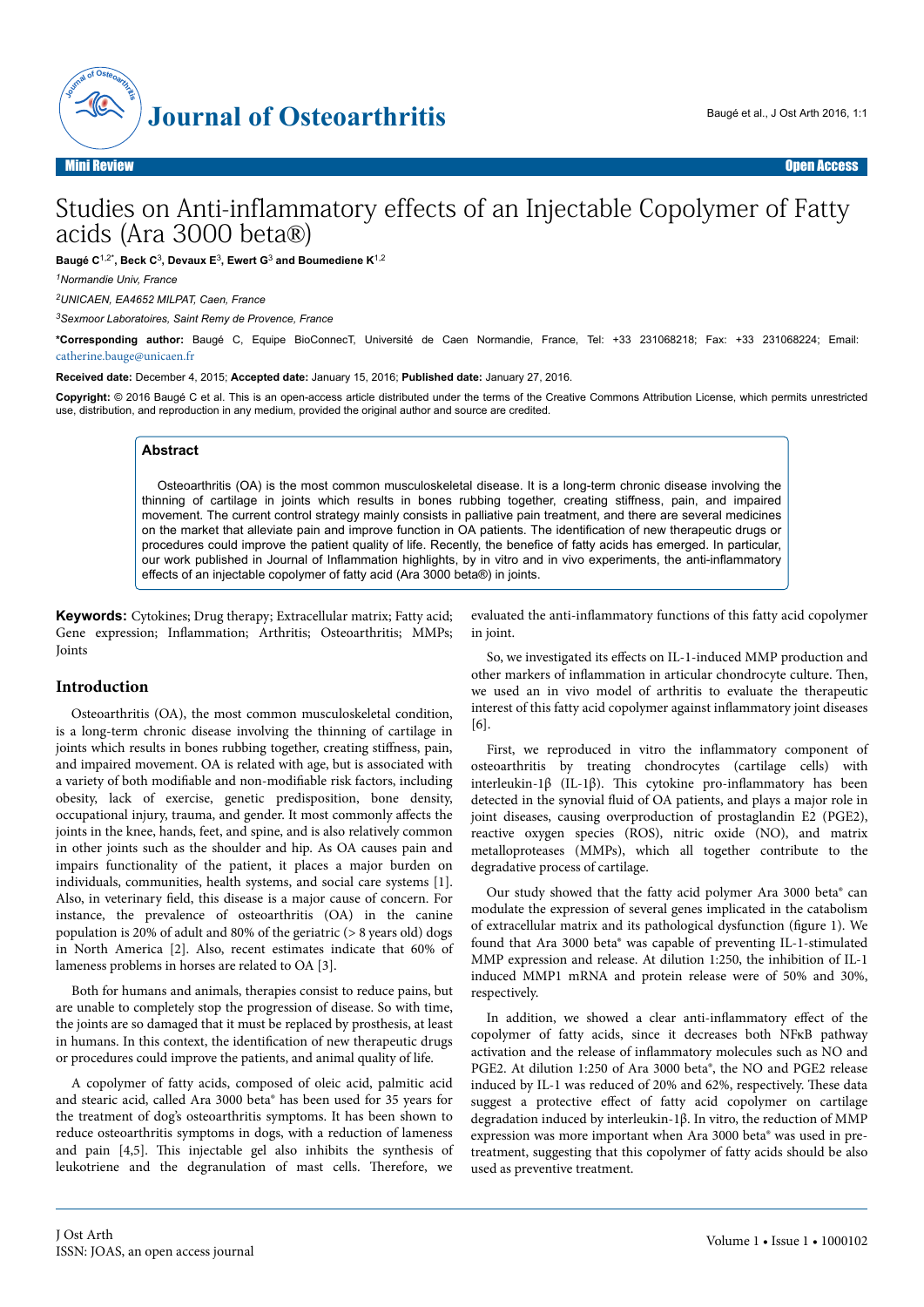Mini Review

Open Access

# Studies on Anti-inflammatory effects of an Injectable Copolymer of Fatty acids (Ara 3000 beta®)

**Baugé C[1,2*], Beck C[3], Devaux E[3], Ewert G[3] and Boumediene K[1,2]**

[1]*Normandie Univ, France*

[2]*UNICAEN, EA4652 MILPAT, Caen, France*

[3]*Sexmoor Laboratoires, Saint Remy de Provence, France*

**\*Corresponding author:** Baugé C, Equipe BioConnecT, Université de Caen Normandie, France, Tel: +33 231068218; Fax: +33 231068224; Email: catherine.bauge@unicaen.fr

**Received date:** December 4, 2015; **Accepted date:** January 15, 2016; **Published date:** January 27, 2016.

**Copyright:** © 2016 Baugé C et al. This is an open-access article distributed under the terms of the Creative Commons Attribution License, which permits unrestricted use, distribution, and reproduction in any medium, provided the original author and source are credited.

## Abstract

Osteoarthritis (OA) is the most common musculoskeletal disease. It is a long-term chronic disease involving the thinning of cartilage in joints which results in bones rubbing together, creating stiffness, pain, and impaired movement. The current control strategy mainly consists in palliative pain treatment, and there are several medicines on the market that alleviate pain and improve function in OA patients. The identification of new therapeutic drugs or procedures could improve the patient quality of life. Recently, the benefice of fatty acids has emerged. In particular, our work published in Journal of Inflammation highlights, by in vitro and in vivo experiments, the anti-inflammatory effects of an injectable copolymer of fatty acid (Ara 3000 beta®) in joints.

**Keywords:** Cytokines; Drug therapy; Extracellular matrix; Fatty acid; Gene expression; Inflammation; Arthritis; Osteoarthritis; MMPs; Joints

## Introduction

Osteoarthritis (OA), the most common musculoskeletal condition, is a long-term chronic disease involving the thinning of cartilage in joints which results in bones rubbing together, creating stiffness, pain, and impaired movement. OA is related with age, but is associated with a variety of both modifiable and non-modifiable risk factors, including obesity, lack of exercise, genetic predisposition, bone density, occupational injury, trauma, and gender. It most commonly affects the joints in the knee, hands, feet, and spine, and is also relatively common in other joints such as the shoulder and hip. As OA causes pain and impairs functionality of the patient, it places a major burden on individuals, communities, health systems, and social care systems [1]. Also, in veterinary field, this disease is a major cause of concern. For instance, the prevalence of osteoarthritis (OA) in the canine population is 20% of adult and 80% of the geriatric (> 8 years old) dogs in North America [2]. Also, recent estimates indicate that 60% of lameness problems in horses are related to OA [3].

Both for humans and animals, therapies consist to reduce pains, but are unable to completely stop the progression of disease. So with time, the joints are so damaged that it must be replaced by prosthesis, at least in humans. In this context, the identification of new therapeutic drugs or procedures could improve the patients, and animal quality of life.

A copolymer of fatty acids, composed of oleic acid, palmitic acid and stearic acid, called Ara 3000 beta® has been used for 35 years for the treatment of dog's osteoarthritis symptoms. It has been shown to reduce osteoarthritis symptoms in dogs, with a reduction of lameness and pain [4,5]. This injectable gel also inhibits the synthesis of leukotriene and the degranulation of mast cells. Therefore, we evaluated the anti-inflammatory functions of this fatty acid copolymer in joint.

So, we investigated its effects on IL-1-induced MMP production and other markers of inflammation in articular chondrocyte culture. Then, we used an in vivo model of arthritis to evaluate the therapeutic interest of this fatty acid copolymer against inflammatory joint diseases [6].

First, we reproduced in vitro the inflammatory component of osteoarthritis by treating chondrocytes (cartilage cells) with interleukin-1β (IL-1β). This cytokine pro-inflammatory has been detected in the synovial fluid of OA patients, and plays a major role in joint diseases, causing overproduction of prostaglandin E2 (PGE2), reactive oxygen species (ROS), nitric oxide (NO), and matrix metalloproteases (MMPs), which all together contribute to the degradative process of cartilage.

Our study showed that the fatty acid polymer Ara 3000 beta® can modulate the expression of several genes implicated in the catabolism of extracellular matrix and its pathological dysfunction (figure 1). We found that Ara 3000 beta® was capable of preventing IL-1-stimulated MMP expression and release. At dilution 1:250, the inhibition of IL-1 induced MMP1 mRNA and protein release were of 50% and 30%, respectively.

In addition, we showed a clear anti-inflammatory effect of the copolymer of fatty acids, since it decreases both NFκB pathway activation and the release of inflammatory molecules such as NO and PGE2. At dilution 1:250 of Ara 3000 beta®, the NO and PGE2 release induced by IL-1 was reduced of 20% and 62%, respectively. These data suggest a protective effect of fatty acid copolymer on cartilage degradation induced by interleukin-1β. In vitro, the reduction of MMP expression was more important when Ara 3000 beta® was used in pre-treatment, suggesting that this copolymer of fatty acids should be also used as preventive treatment.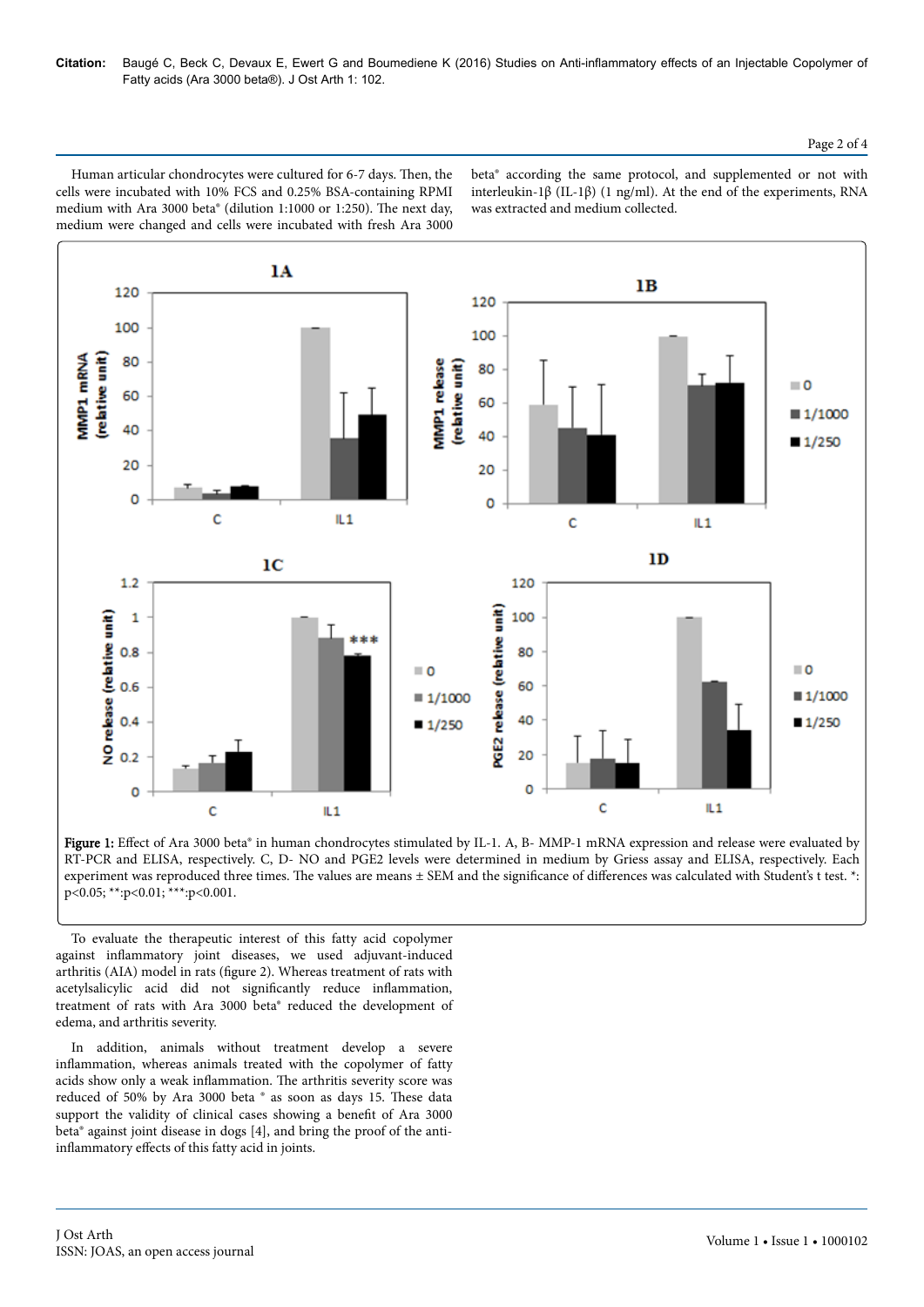Human articular chondrocytes were cultured for 6-7 days. Then, the cells were incubated with 10% FCS and 0.25% BSA-containing RPMI medium with Ara 3000 beta® (dilution 1:1000 or 1:250). The next day, medium were changed and cells were incubated with fresh Ara 3000 beta® according the same protocol, and supplemented or not with interleukin-1β (IL-1β) (1 ng/ml). At the end of the experiments, RNA was extracted and medium collected.

**Figure 1:** Effect of Ara 3000 beta® in human chondrocytes stimulated by IL-1. A, B- MMP-1 mRNA expression and release were evaluated by RT-PCR and ELISA, respectively. C, D- NO and PGE2 levels were determined in medium by Griess assay and ELISA, respectively. Each experiment was reproduced three times. The values are means ± SEM and the significance of differences was calculated with Student's t test. *: $p<0.05$; **: $p<0.01$; ***: $p<0.001$.

To evaluate the therapeutic interest of this fatty acid copolymer against inflammatory joint diseases, we used adjuvant-induced arthritis (AIA) model in rats (figure 2). Whereas treatment of rats with acetylsalicylic acid did not significantly reduce inflammation, treatment of rats with Ara 3000 beta® reduced the development of edema, and arthritis severity.

In addition, animals without treatment develop a severe inflammation, whereas animals treated with the copolymer of fatty acids show only a weak inflammation. The arthritis severity score was reduced of 50% by Ara 3000 beta ® as soon as days 15. These data support the validity of clinical cases showing a benefit of Ara 3000 beta® against joint disease in dogs [4], and bring the proof of the anti-inflammatory effects of this fatty acid in joints.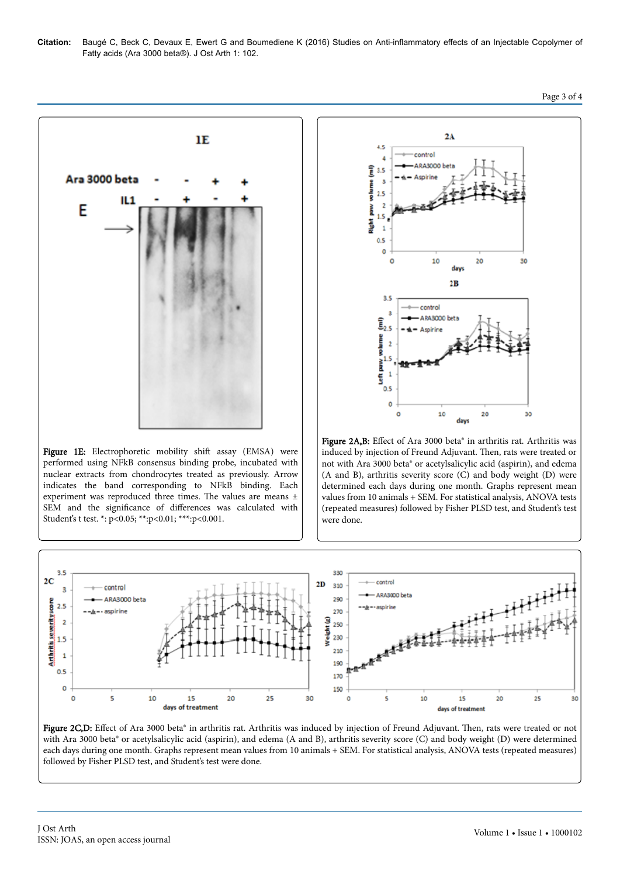**Figure 1E:** Electrophoretic mobility shift assay (EMSA) were performed using NFkB consensus binding probe, incubated with nuclear extracts from chondrocytes treated as previously. Arrow indicates the band corresponding to NFkB binding. Each experiment was reproduced three times. The values are means ± SEM and the significance of differences was calculated with Student's t test. *: p<0.05; **:p<0.01; ***:p<0.001.

**Figure 2A,B:** Effect of Ara 3000 beta® in arthritis rat. Arthritis was induced by injection of Freund Adjuvant. Then, rats were treated or not with Ara 3000 beta® or acetylsalicylic acid (aspirin), and edema (A and B), arthritis severity score (C) and body weight (D) were determined each days during one month. Graphs represent mean values from 10 animals + SEM. For statistical analysis, ANOVA tests (repeated measures) followed by Fisher PLSD test, and Student's test were done.

**Figure 2C,D:** Effect of Ara 3000 beta® in arthritis rat. Arthritis was induced by injection of Freund Adjuvant. Then, rats were treated or not with Ara 3000 beta® or acetylsalicylic acid (aspirin), and edema (A and B), arthritis severity score (C) and body weight (D) were determined each days during one month. Graphs represent mean values from 10 animals + SEM. For statistical analysis, ANOVA tests (repeated measures) followed by Fisher PLSD test, and Student's test were done.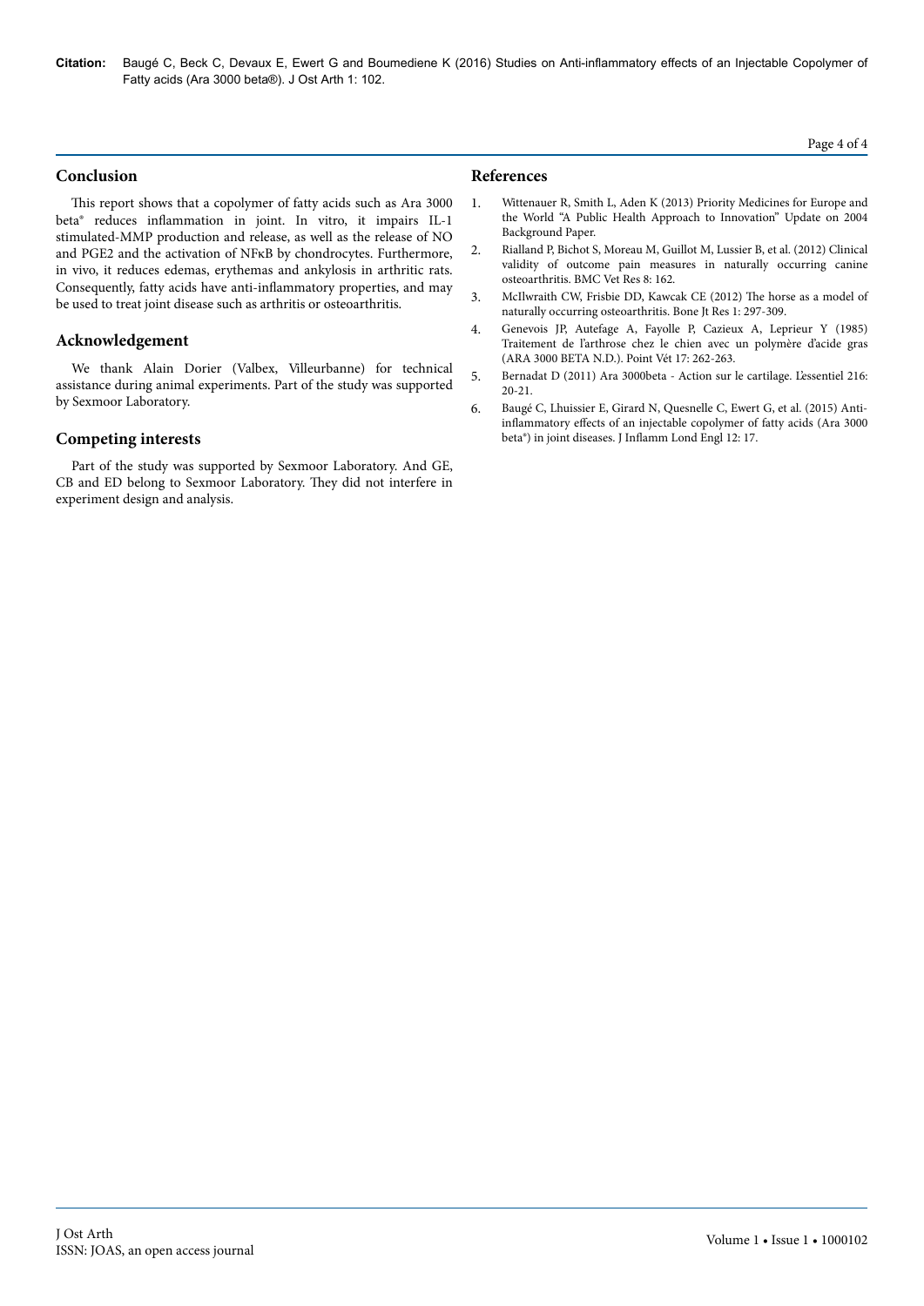## Conclusion

This report shows that a copolymer of fatty acids such as Ara 3000 beta® reduces inflammation in joint. In vitro, it impairs IL-1 stimulated-MMP production and release, as well as the release of NO and PGE2 and the activation of NFκB by chondrocytes. Furthermore, in vivo, it reduces edemas, erythemas and ankylosis in arthritic rats. Consequently, fatty acids have anti-inflammatory properties, and may be used to treat joint disease such as arthritis or osteoarthritis.

## Acknowledgement

We thank Alain Dorier (Valbex, Villeurbanne) for technical assistance during animal experiments. Part of the study was supported by Sexmoor Laboratory.

## Competing interests

Part of the study was supported by Sexmoor Laboratory. And GE, CB and ED belong to Sexmoor Laboratory. They did not interfere in experiment design and analysis.

## References

1. Wittenauer R, Smith L, Aden K (2013) Priority Medicines for Europe and the World "A Public Health Approach to Innovation" Update on 2004 Background Paper.
2. Rialland P, Bichot S, Moreau M, Guillot M, Lussier B, et al. (2012) Clinical validity of outcome pain measures in naturally occurring canine osteoarthritis. BMC Vet Res 8: 162.
3. McIlwraith CW, Frisbie DD, Kawcak CE (2012) The horse as a model of naturally occurring osteoarthritis. Bone Jt Res 1: 297-309.
4. Genevois JP, Autefage A, Fayolle P, Cazieux A, Leprieur Y (1985) Traitement de l'arthrose chez le chien avec un polymère d'acide gras (ARA 3000 BETA N.D.). Point Vét 17: 262-263.
5. Bernadat D (2011) Ara 3000beta - Action sur le cartilage. L'essentiel 216: 20-21.
6. Baugé C, Lhuissier E, Girard N, Quesnelle C, Ewert G, et al. (2015) Anti-inflammatory effects of an injectable copolymer of fatty acids (Ara 3000 beta®) in joint diseases. J Inflamm Lond Engl 12: 17.